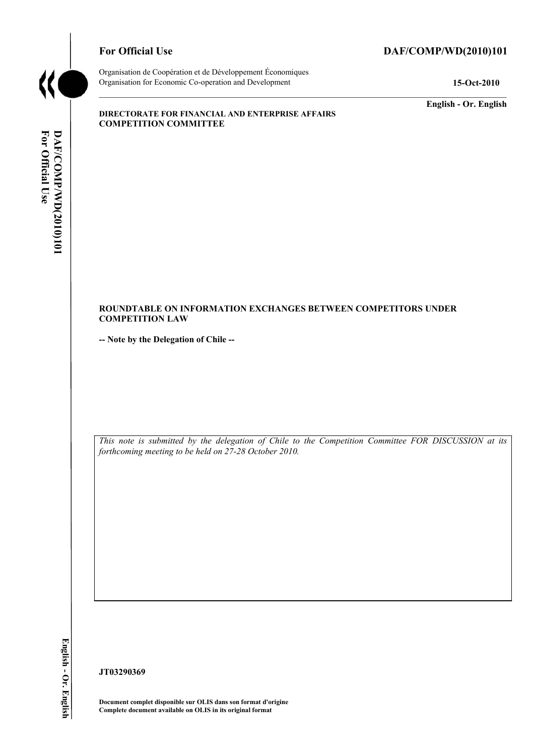**For Official Use** **DAF/COMP/WD(2010)101**

Organisation de Coopération et de Développement Économiques
Organisation for Economic Co-operation and Development

**15-Oct-2010**

**English - Or. English**

**DIRECTORATE FOR FINANCIAL AND ENTERPRISE AFFAIRS**
**COMPETITION COMMITTEE**

**ROUNDTABLE ON INFORMATION EXCHANGES BETWEEN COMPETITORS UNDER COMPETITION LAW**

**-- Note by the Delegation of Chile --**

*This note is submitted by the delegation of Chile to the Competition Committee FOR DISCUSSION at its forthcoming meeting to be held on 27-28 October 2010.*

**JT03290369**

**Document complet disponible sur OLIS dans son format d'origine**
**Complete document available on OLIS in its original format**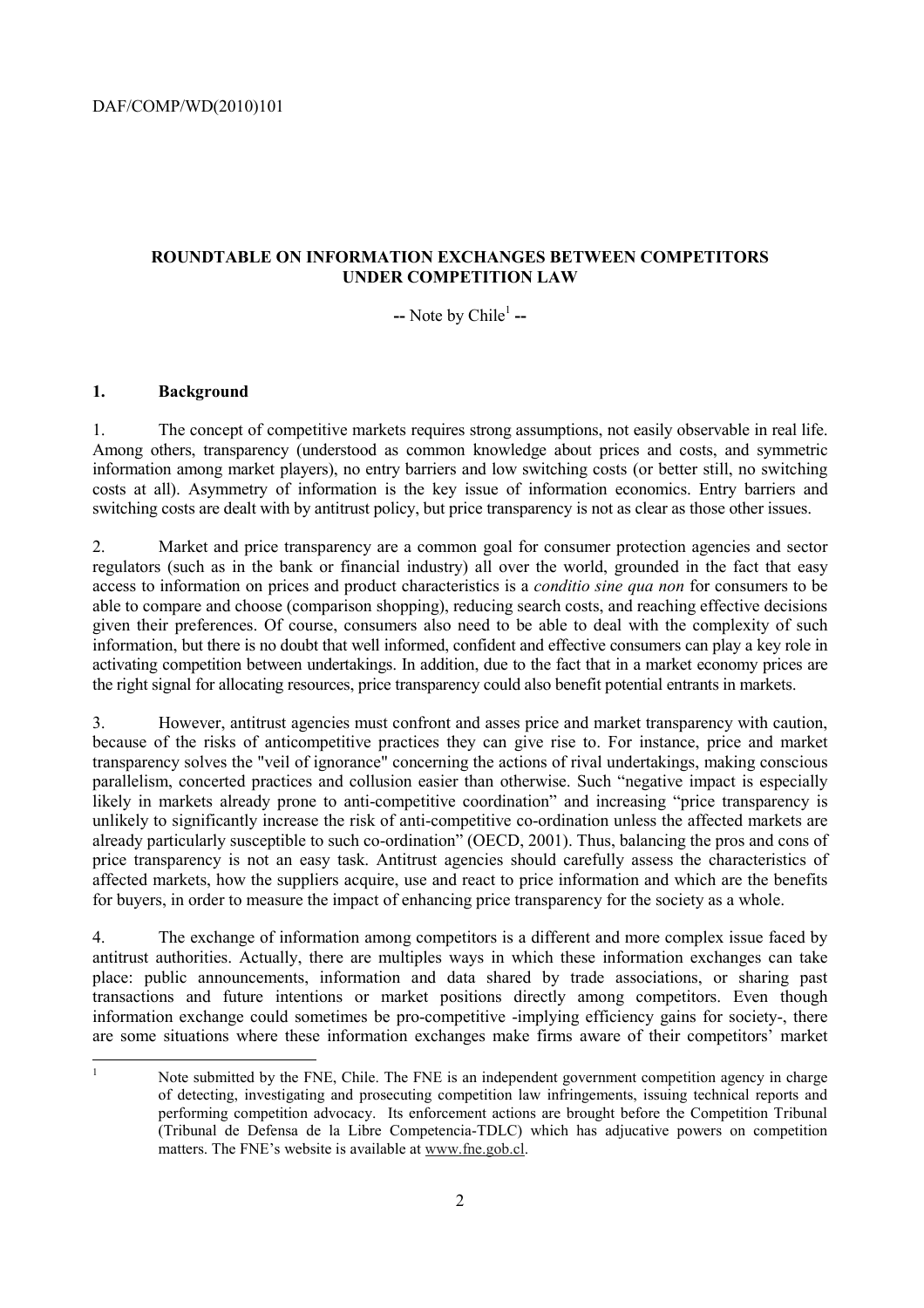**ROUNDTABLE ON INFORMATION EXCHANGES BETWEEN COMPETITORS UNDER COMPETITION LAW**

**-- Note by Chile[1] --**

## 1. Background

1. The concept of competitive markets requires strong assumptions, not easily observable in real life. Among others, transparency (understood as common knowledge about prices and costs, and symmetric information among market players), no entry barriers and low switching costs (or better still, no switching costs at all). Asymmetry of information is the key issue of information economics. Entry barriers and switching costs are dealt with by antitrust policy, but price transparency is not as clear as those other issues.

2. Market and price transparency are a common goal for consumer protection agencies and sector regulators (such as in the bank or financial industry) all over the world, grounded in the fact that easy access to information on prices and product characteristics is a *conditio sine qua non* for consumers to be able to compare and choose (comparison shopping), reducing search costs, and reaching effective decisions given their preferences. Of course, consumers also need to be able to deal with the complexity of such information, but there is no doubt that well informed, confident and effective consumers can play a key role in activating competition between undertakings. In addition, due to the fact that in a market economy prices are the right signal for allocating resources, price transparency could also benefit potential entrants in markets.

3. However, antitrust agencies must confront and asses price and market transparency with caution, because of the risks of anticompetitive practices they can give rise to. For instance, price and market transparency solves the "veil of ignorance" concerning the actions of rival undertakings, making conscious parallelism, concerted practices and collusion easier than otherwise. Such "negative impact is especially likely in markets already prone to anti-competitive coordination" and increasing "price transparency is unlikely to significantly increase the risk of anti-competitive co-ordination unless the affected markets are already particularly susceptible to such co-ordination" (OECD, 2001). Thus, balancing the pros and cons of price transparency is not an easy task. Antitrust agencies should carefully assess the characteristics of affected markets, how the suppliers acquire, use and react to price information and which are the benefits for buyers, in order to measure the impact of enhancing price transparency for the society as a whole.

4. The exchange of information among competitors is a different and more complex issue faced by antitrust authorities. Actually, there are multiples ways in which these information exchanges can take place: public announcements, information and data shared by trade associations, or sharing past transactions and future intentions or market positions directly among competitors. Even though information exchange could sometimes be pro-competitive -implying efficiency gains for society-, there are some situations where these information exchanges make firms aware of their competitors' market

[1] Note submitted by the FNE, Chile. The FNE is an independent government competition agency in charge of detecting, investigating and prosecuting competition law infringements, issuing technical reports and performing competition advocacy. Its enforcement actions are brought before the Competition Tribunal (Tribunal de Defensa de la Libre Competencia-TDLC) which has adjucative powers on competition matters. The FNE's website is available at www.fne.gob.cl.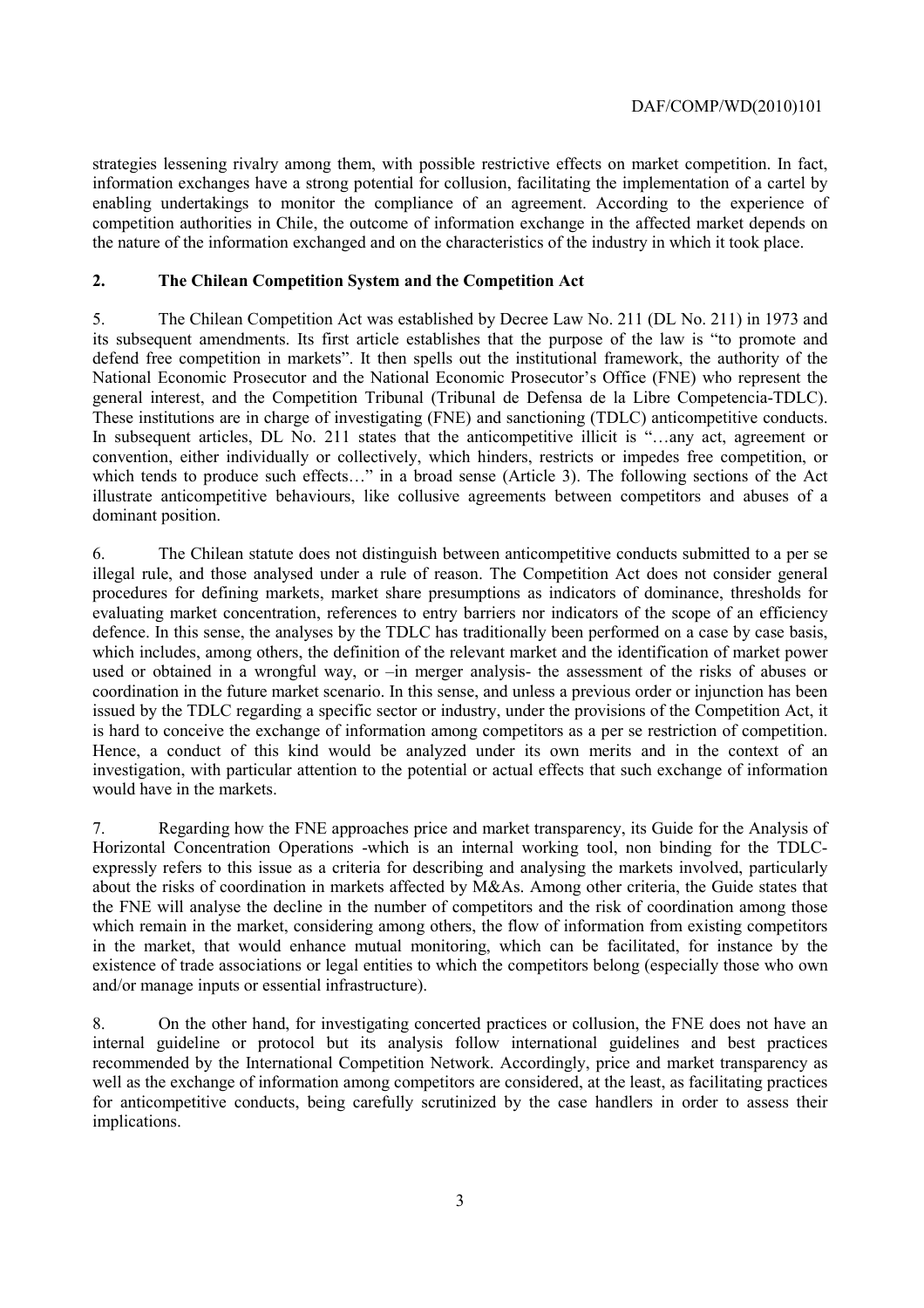strategies lessening rivalry among them, with possible restrictive effects on market competition. In fact, information exchanges have a strong potential for collusion, facilitating the implementation of a cartel by enabling undertakings to monitor the compliance of an agreement. According to the experience of competition authorities in Chile, the outcome of information exchange in the affected market depends on the nature of the information exchanged and on the characteristics of the industry in which it took place.

## 2. The Chilean Competition System and the Competition Act

5. The Chilean Competition Act was established by Decree Law No. 211 (DL No. 211) in 1973 and its subsequent amendments. Its first article establishes that the purpose of the law is "to promote and defend free competition in markets". It then spells out the institutional framework, the authority of the National Economic Prosecutor and the National Economic Prosecutor's Office (FNE) who represent the general interest, and the Competition Tribunal (Tribunal de Defensa de la Libre Competencia-TDLC). These institutions are in charge of investigating (FNE) and sanctioning (TDLC) anticompetitive conducts. In subsequent articles, DL No. 211 states that the anticompetitive illicit is "…any act, agreement or convention, either individually or collectively, which hinders, restricts or impedes free competition, or which tends to produce such effects…" in a broad sense (Article 3). The following sections of the Act illustrate anticompetitive behaviours, like collusive agreements between competitors and abuses of a dominant position.

6. The Chilean statute does not distinguish between anticompetitive conducts submitted to a per se illegal rule, and those analysed under a rule of reason. The Competition Act does not consider general procedures for defining markets, market share presumptions as indicators of dominance, thresholds for evaluating market concentration, references to entry barriers nor indicators of the scope of an efficiency defence. In this sense, the analyses by the TDLC has traditionally been performed on a case by case basis, which includes, among others, the definition of the relevant market and the identification of market power used or obtained in a wrongful way, or –in merger analysis- the assessment of the risks of abuses or coordination in the future market scenario. In this sense, and unless a previous order or injunction has been issued by the TDLC regarding a specific sector or industry, under the provisions of the Competition Act, it is hard to conceive the exchange of information among competitors as a per se restriction of competition. Hence, a conduct of this kind would be analyzed under its own merits and in the context of an investigation, with particular attention to the potential or actual effects that such exchange of information would have in the markets.

7. Regarding how the FNE approaches price and market transparency, its Guide for the Analysis of Horizontal Concentration Operations -which is an internal working tool, non binding for the TDLC- expressly refers to this issue as a criteria for describing and analysing the markets involved, particularly about the risks of coordination in markets affected by M&As. Among other criteria, the Guide states that the FNE will analyse the decline in the number of competitors and the risk of coordination among those which remain in the market, considering among others, the flow of information from existing competitors in the market, that would enhance mutual monitoring, which can be facilitated, for instance by the existence of trade associations or legal entities to which the competitors belong (especially those who own and/or manage inputs or essential infrastructure).

8. On the other hand, for investigating concerted practices or collusion, the FNE does not have an internal guideline or protocol but its analysis follow international guidelines and best practices recommended by the International Competition Network. Accordingly, price and market transparency as well as the exchange of information among competitors are considered, at the least, as facilitating practices for anticompetitive conducts, being carefully scrutinized by the case handlers in order to assess their implications.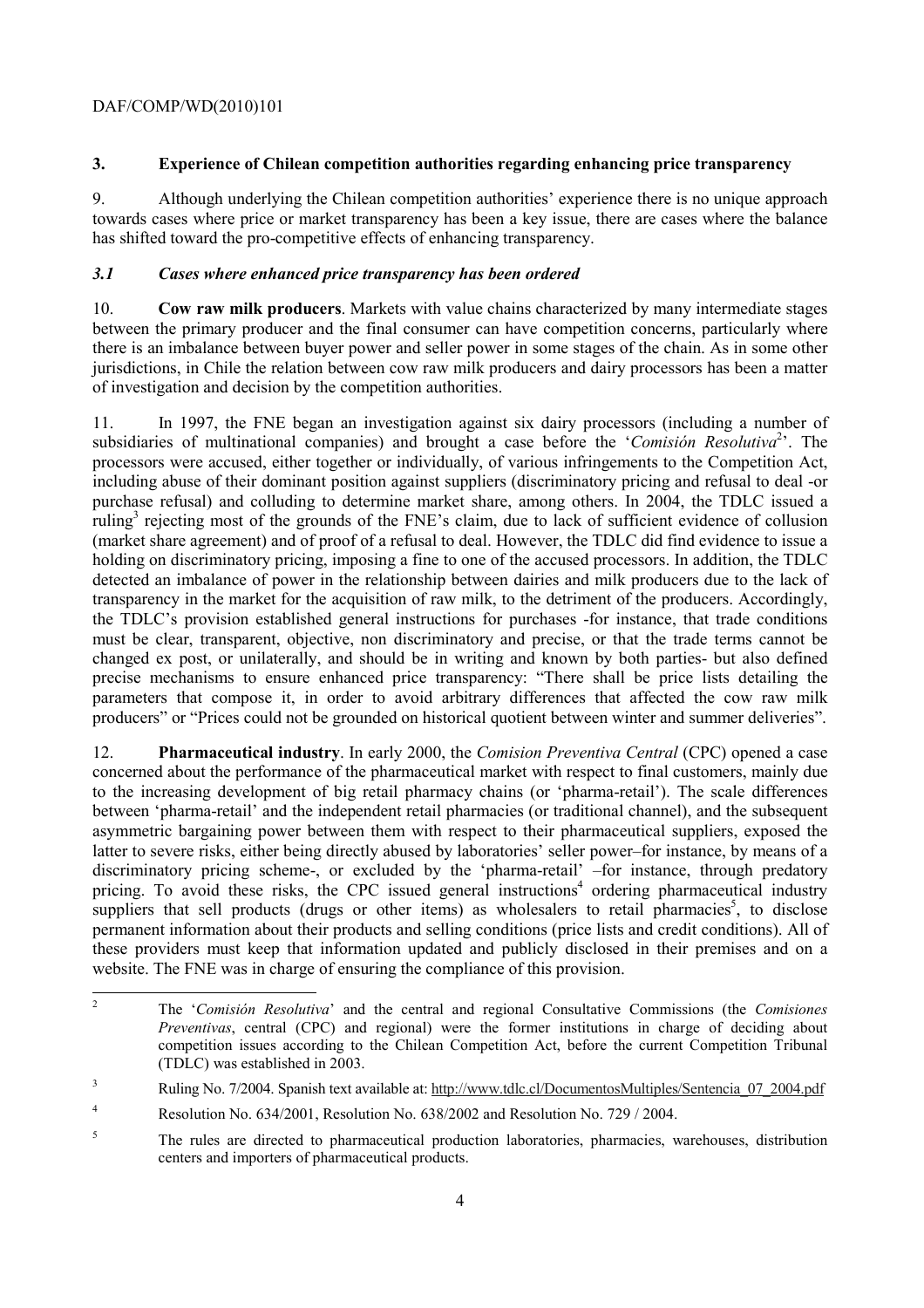## 3. Experience of Chilean competition authorities regarding enhancing price transparency

9. Although underlying the Chilean competition authorities' experience there is no unique approach towards cases where price or market transparency has been a key issue, there are cases where the balance has shifted toward the pro-competitive effects of enhancing transparency.

### *3.1 Cases where enhanced price transparency has been ordered*

10. **Cow raw milk producers**. Markets with value chains characterized by many intermediate stages between the primary producer and the final consumer can have competition concerns, particularly where there is an imbalance between buyer power and seller power in some stages of the chain. As in some other jurisdictions, in Chile the relation between cow raw milk producers and dairy processors has been a matter of investigation and decision by the competition authorities.

11. In 1997, the FNE began an investigation against six dairy processors (including a number of subsidiaries of multinational companies) and brought a case before the '*Comisión Resolutiva*[2]'. The processors were accused, either together or individually, of various infringements to the Competition Act, including abuse of their dominant position against suppliers (discriminatory pricing and refusal to deal -or purchase refusal) and colluding to determine market share, among others. In 2004, the TDLC issued a ruling[3] rejecting most of the grounds of the FNE's claim, due to lack of sufficient evidence of collusion (market share agreement) and of proof of a refusal to deal. However, the TDLC did find evidence to issue a holding on discriminatory pricing, imposing a fine to one of the accused processors. In addition, the TDLC detected an imbalance of power in the relationship between dairies and milk producers due to the lack of transparency in the market for the acquisition of raw milk, to the detriment of the producers. Accordingly, the TDLC's provision established general instructions for purchases -for instance, that trade conditions must be clear, transparent, objective, non discriminatory and precise, or that the trade terms cannot be changed ex post, or unilaterally, and should be in writing and known by both parties- but also defined precise mechanisms to ensure enhanced price transparency: "There shall be price lists detailing the parameters that compose it, in order to avoid arbitrary differences that affected the cow raw milk producers" or "Prices could not be grounded on historical quotient between winter and summer deliveries".

12. **Pharmaceutical industry**. In early 2000, the *Comision Preventiva Central* (CPC) opened a case concerned about the performance of the pharmaceutical market with respect to final customers, mainly due to the increasing development of big retail pharmacy chains (or 'pharma-retail'). The scale differences between 'pharma-retail' and the independent retail pharmacies (or traditional channel), and the subsequent asymmetric bargaining power between them with respect to their pharmaceutical suppliers, exposed the latter to severe risks, either being directly abused by laboratories' seller power–for instance, by means of a discriminatory pricing scheme-, or excluded by the 'pharma-retail' –for instance, through predatory pricing. To avoid these risks, the CPC issued general instructions[4] ordering pharmaceutical industry suppliers that sell products (drugs or other items) as wholesalers to retail pharmacies[5], to disclose permanent information about their products and selling conditions (price lists and credit conditions). All of these providers must keep that information updated and publicly disclosed in their premises and on a website. The FNE was in charge of ensuring the compliance of this provision.

---

[2] The '*Comisión Resolutiva*' and the central and regional Consultative Commissions (the *Comisiones Preventivas*, central (CPC) and regional) were the former institutions in charge of deciding about competition issues according to the Chilean Competition Act, before the current Competition Tribunal (TDLC) was established in 2003.

[3] Ruling No. 7/2004. Spanish text available at: http://www.tdlc.cl/DocumentosMultiples/Sentencia_07_2004.pdf

[4] Resolution No. 634/2001, Resolution No. 638/2002 and Resolution No. 729 / 2004.

[5] The rules are directed to pharmaceutical production laboratories, pharmacies, warehouses, distribution centers and importers of pharmaceutical products.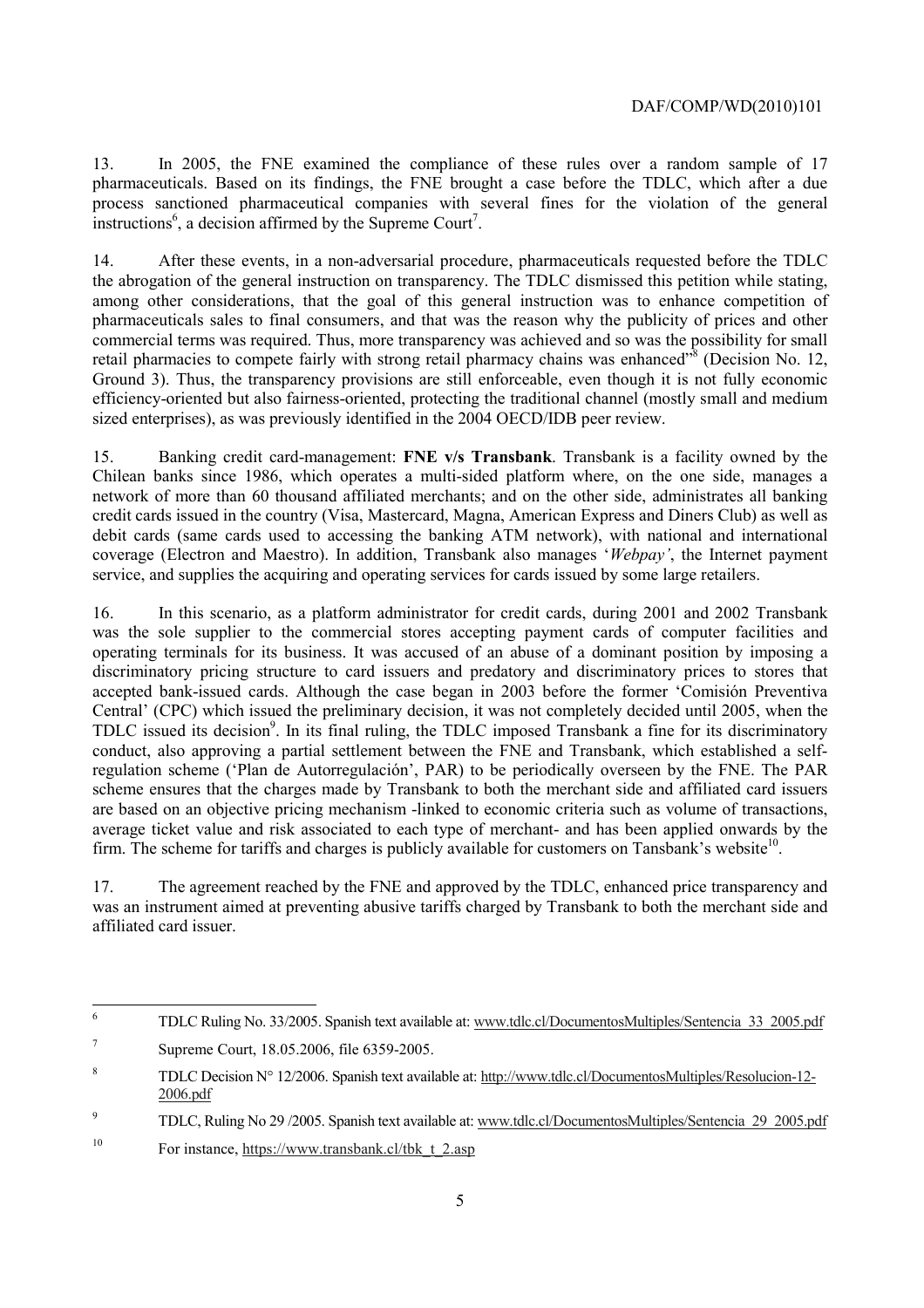13. In 2005, the FNE examined the compliance of these rules over a random sample of 17 pharmaceuticals. Based on its findings, the FNE brought a case before the TDLC, which after a due process sanctioned pharmaceutical companies with several fines for the violation of the general instructions[6], a decision affirmed by the Supreme Court[7].

14. After these events, in a non-adversarial procedure, pharmaceuticals requested before the TDLC the abrogation of the general instruction on transparency. The TDLC dismissed this petition while stating, among other considerations, that the goal of this general instruction was to enhance competition of pharmaceuticals sales to final consumers, and that was the reason why the publicity of prices and other commercial terms was required. Thus, more transparency was achieved and so was the possibility for small retail pharmacies to compete fairly with strong retail pharmacy chains was enhanced"[8] (Decision No. 12, Ground 3). Thus, the transparency provisions are still enforceable, even though it is not fully economic efficiency-oriented but also fairness-oriented, protecting the traditional channel (mostly small and medium sized enterprises), as was previously identified in the 2004 OECD/IDB peer review.

15. Banking credit card-management: **FNE v/s Transbank**. Transbank is a facility owned by the Chilean banks since 1986, which operates a multi-sided platform where, on the one side, manages a network of more than 60 thousand affiliated merchants; and on the other side, administrates all banking credit cards issued in the country (Visa, Mastercard, Magna, American Express and Diners Club) as well as debit cards (same cards used to accessing the banking ATM network), with national and international coverage (Electron and Maestro). In addition, Transbank also manages '*Webpay'*, the Internet payment service, and supplies the acquiring and operating services for cards issued by some large retailers.

16. In this scenario, as a platform administrator for credit cards, during 2001 and 2002 Transbank was the sole supplier to the commercial stores accepting payment cards of computer facilities and operating terminals for its business. It was accused of an abuse of a dominant position by imposing a discriminatory pricing structure to card issuers and predatory and discriminatory prices to stores that accepted bank-issued cards. Although the case began in 2003 before the former 'Comisión Preventiva Central' (CPC) which issued the preliminary decision, it was not completely decided until 2005, when the TDLC issued its decision[9]. In its final ruling, the TDLC imposed Transbank a fine for its discriminatory conduct, also approving a partial settlement between the FNE and Transbank, which established a self-regulation scheme ('Plan de Autorregulación', PAR) to be periodically overseen by the FNE. The PAR scheme ensures that the charges made by Transbank to both the merchant side and affiliated card issuers are based on an objective pricing mechanism -linked to economic criteria such as volume of transactions, average ticket value and risk associated to each type of merchant- and has been applied onwards by the firm. The scheme for tariffs and charges is publicly available for customers on Tansbank's website[10].

17. The agreement reached by the FNE and approved by the TDLC, enhanced price transparency and was an instrument aimed at preventing abusive tariffs charged by Transbank to both the merchant side and affiliated card issuer.

---

[6] TDLC Ruling No. 33/2005. Spanish text available at: www.tdlc.cl/DocumentosMultiples/Sentencia_33_2005.pdf

[7] Supreme Court, 18.05.2006, file 6359-2005.

[8] TDLC Decision N° 12/2006. Spanish text available at: http://www.tdlc.cl/DocumentosMultiples/Resolucion-12-2006.pdf

[9] TDLC, Ruling No 29 /2005. Spanish text available at: www.tdlc.cl/DocumentosMultiples/Sentencia_29_2005.pdf

[10] For instance, https://www.transbank.cl/tbk_t_2.asp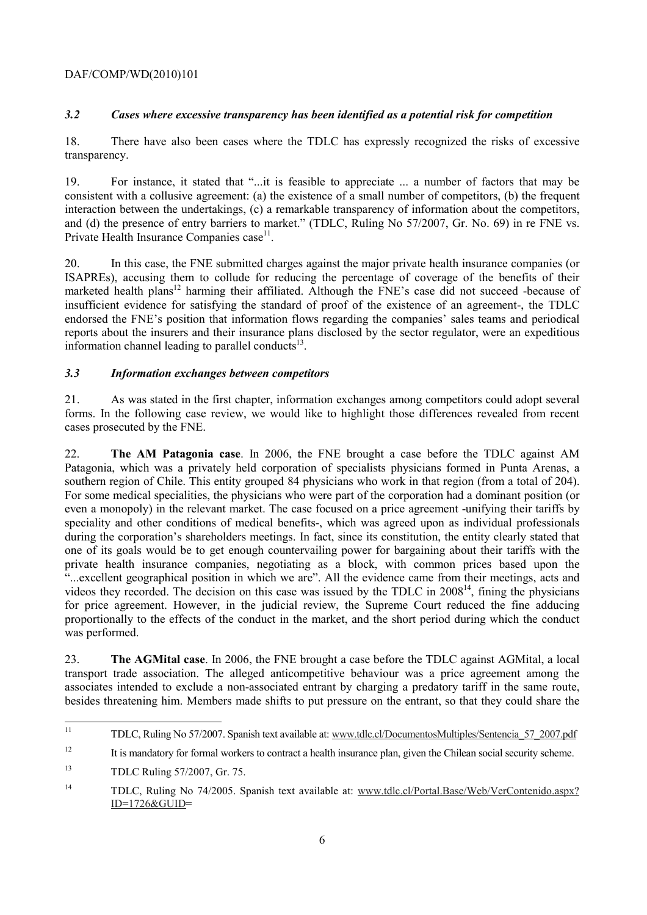### *3.2 Cases where excessive transparency has been identified as a potential risk for competition*

18. There have also been cases where the TDLC has expressly recognized the risks of excessive transparency.

19. For instance, it stated that "...it is feasible to appreciate ... a number of factors that may be consistent with a collusive agreement: (a) the existence of a small number of competitors, (b) the frequent interaction between the undertakings, (c) a remarkable transparency of information about the competitors, and (d) the presence of entry barriers to market." (TDLC, Ruling No 57/2007, Gr. No. 69) in re FNE vs. Private Health Insurance Companies case[11].

20. In this case, the FNE submitted charges against the major private health insurance companies (or ISAPREs), accusing them to collude for reducing the percentage of coverage of the benefits of their marketed health plans[12] harming their affiliated. Although the FNE's case did not succeed -because of insufficient evidence for satisfying the standard of proof of the existence of an agreement-, the TDLC endorsed the FNE's position that information flows regarding the companies' sales teams and periodical reports about the insurers and their insurance plans disclosed by the sector regulator, were an expeditious information channel leading to parallel conducts[13].

### *3.3 Information exchanges between competitors*

21. As was stated in the first chapter, information exchanges among competitors could adopt several forms. In the following case review, we would like to highlight those differences revealed from recent cases prosecuted by the FNE.

22. **The AM Patagonia case**. In 2006, the FNE brought a case before the TDLC against AM Patagonia, which was a privately held corporation of specialists physicians formed in Punta Arenas, a southern region of Chile. This entity grouped 84 physicians who work in that region (from a total of 204). For some medical specialities, the physicians who were part of the corporation had a dominant position (or even a monopoly) in the relevant market. The case focused on a price agreement -unifying their tariffs by speciality and other conditions of medical benefits-, which was agreed upon as individual professionals during the corporation's shareholders meetings. In fact, since its constitution, the entity clearly stated that one of its goals would be to get enough countervailing power for bargaining about their tariffs with the private health insurance companies, negotiating as a block, with common prices based upon the "...excellent geographical position in which we are". All the evidence came from their meetings, acts and videos they recorded. The decision on this case was issued by the TDLC in 2008[14], fining the physicians for price agreement. However, in the judicial review, the Supreme Court reduced the fine adducing proportionally to the effects of the conduct in the market, and the short period during which the conduct was performed.

23. **The AGMital case**. In 2006, the FNE brought a case before the TDLC against AGMital, a local transport trade association. The alleged anticompetitive behaviour was a price agreement among the associates intended to exclude a non-associated entrant by charging a predatory tariff in the same route, besides threatening him. Members made shifts to put pressure on the entrant, so that they could share the

---

11 TDLC, Ruling No 57/2007. Spanish text available at: www.tdlc.cl/DocumentosMultiples/Sentencia_57_2007.pdf

12 It is mandatory for formal workers to contract a health insurance plan, given the Chilean social security scheme.

13 TDLC Ruling 57/2007, Gr. 75.

14 TDLC, Ruling No 74/2005. Spanish text available at: www.tdlc.cl/Portal.Base/Web/VerContenido.aspx?ID=1726&GUID=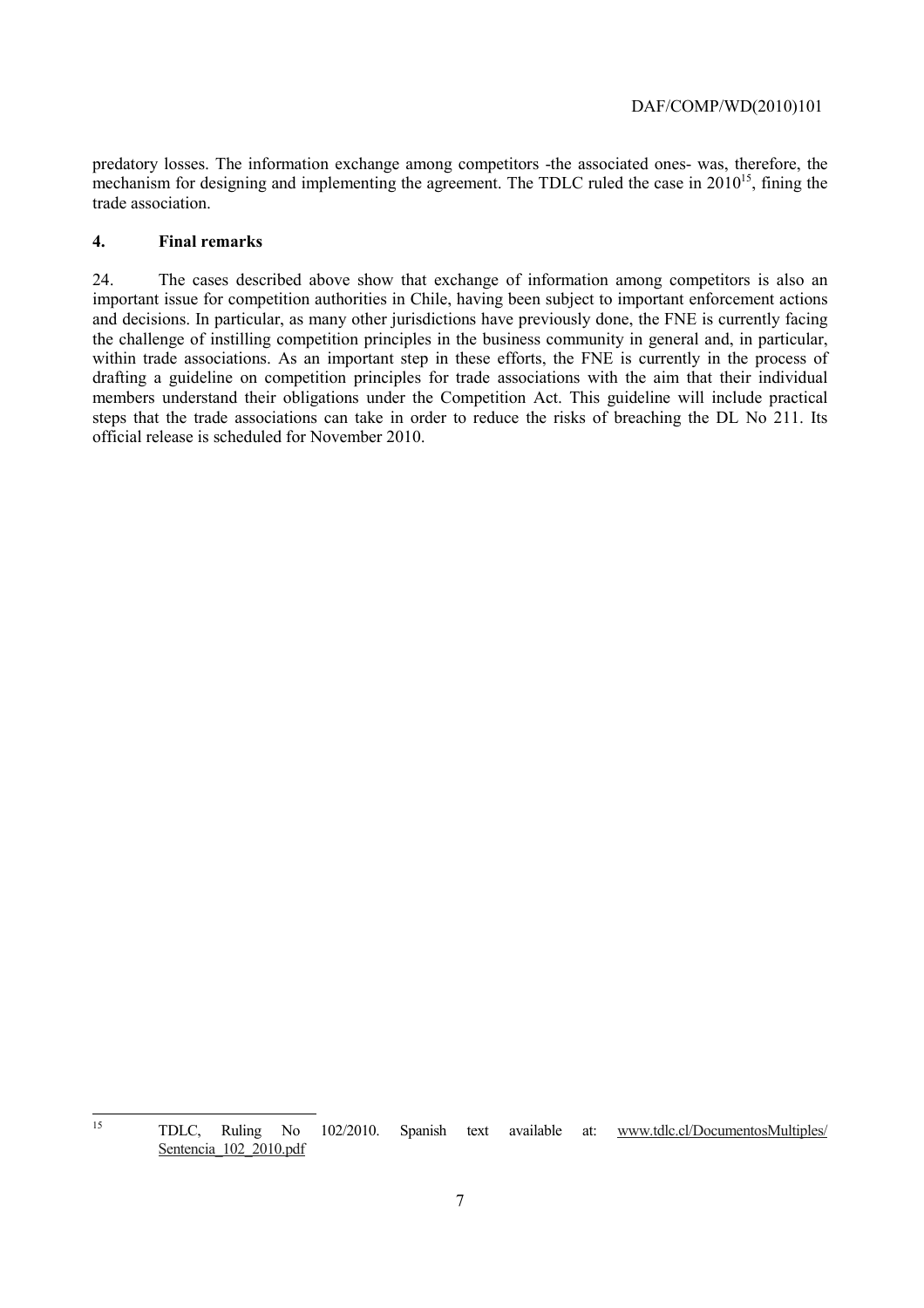predatory losses. The information exchange among competitors -the associated ones- was, therefore, the mechanism for designing and implementing the agreement. The TDLC ruled the case in 2010[15], fining the trade association.

## 4. Final remarks

24. The cases described above show that exchange of information among competitors is also an important issue for competition authorities in Chile, having been subject to important enforcement actions and decisions. In particular, as many other jurisdictions have previously done, the FNE is currently facing the challenge of instilling competition principles in the business community in general and, in particular, within trade associations. As an important step in these efforts, the FNE is currently in the process of drafting a guideline on competition principles for trade associations with the aim that their individual members understand their obligations under the Competition Act. This guideline will include practical steps that the trade associations can take in order to reduce the risks of breaching the DL No 211. Its official release is scheduled for November 2010.

---

[15] TDLC, Ruling No 102/2010. Spanish text available at: www.tdlc.cl/DocumentosMultiples/Sentencia_102_2010.pdf